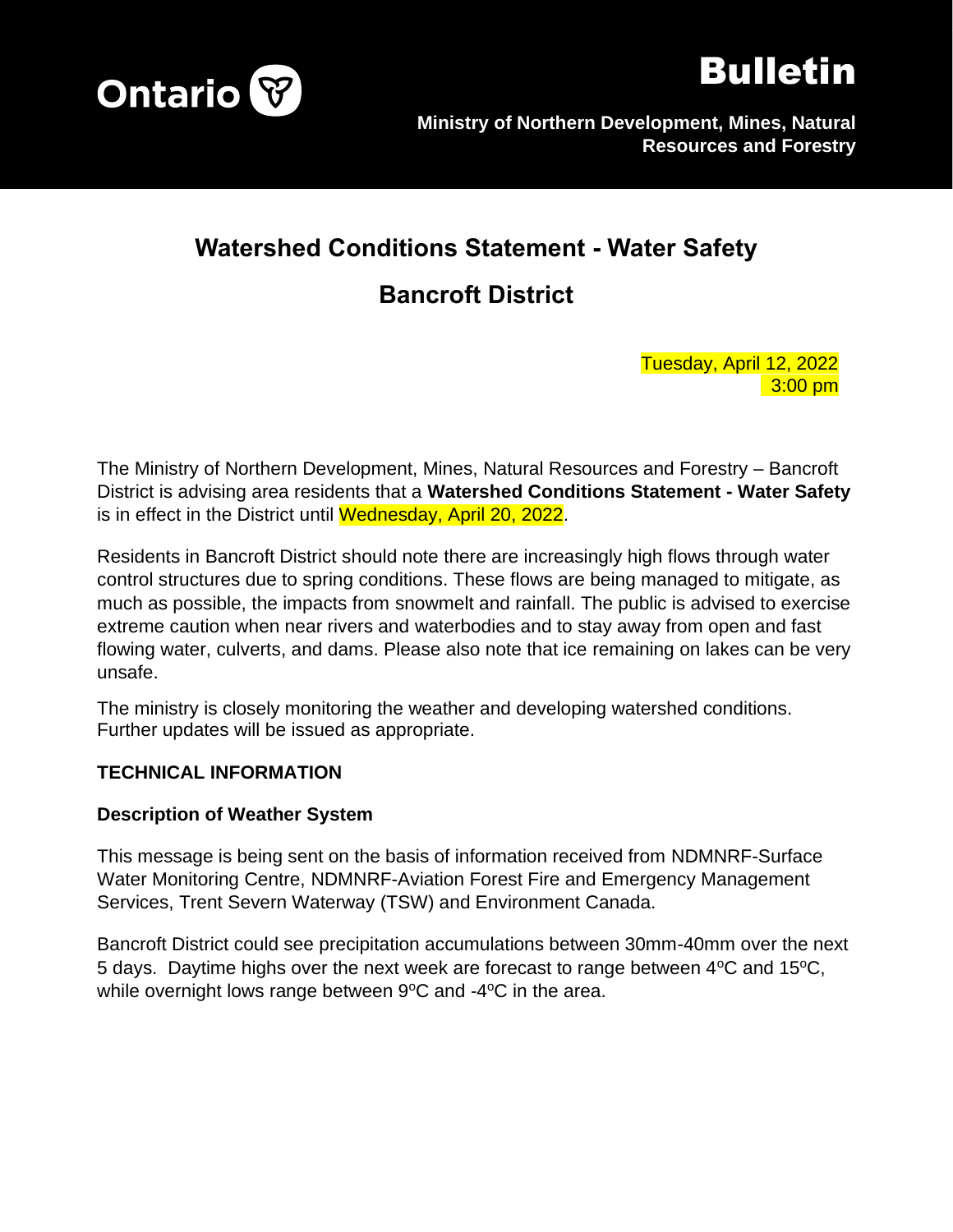Ontario

# Bulletin

**Ministry of Northern Development, Mines, Natural Resources and Forestry**

## Watershed Conditions Statement - Water Safety

## Bancroft District

Tuesday, April 12, 2022
3:00 pm

The Ministry of Northern Development, Mines, Natural Resources and Forestry – Bancroft District is advising area residents that a **Watershed Conditions Statement - Water Safety** is in effect in the District until Wednesday, April 20, 2022.

Residents in Bancroft District should note there are increasingly high flows through water control structures due to spring conditions. These flows are being managed to mitigate, as much as possible, the impacts from snowmelt and rainfall. The public is advised to exercise extreme caution when near rivers and waterbodies and to stay away from open and fast flowing water, culverts, and dams. Please also note that ice remaining on lakes can be very unsafe.

The ministry is closely monitoring the weather and developing watershed conditions. Further updates will be issued as appropriate.

### TECHNICAL INFORMATION

#### Description of Weather System

This message is being sent on the basis of information received from NDMNRF-Surface Water Monitoring Centre, NDMNRF-Aviation Forest Fire and Emergency Management Services, Trent Severn Waterway (TSW) and Environment Canada.

Bancroft District could see precipitation accumulations between 30mm-40mm over the next 5 days. Daytime highs over the next week are forecast to range between 4ºC and 15ºC, while overnight lows range between 9ºC and -4ºC in the area.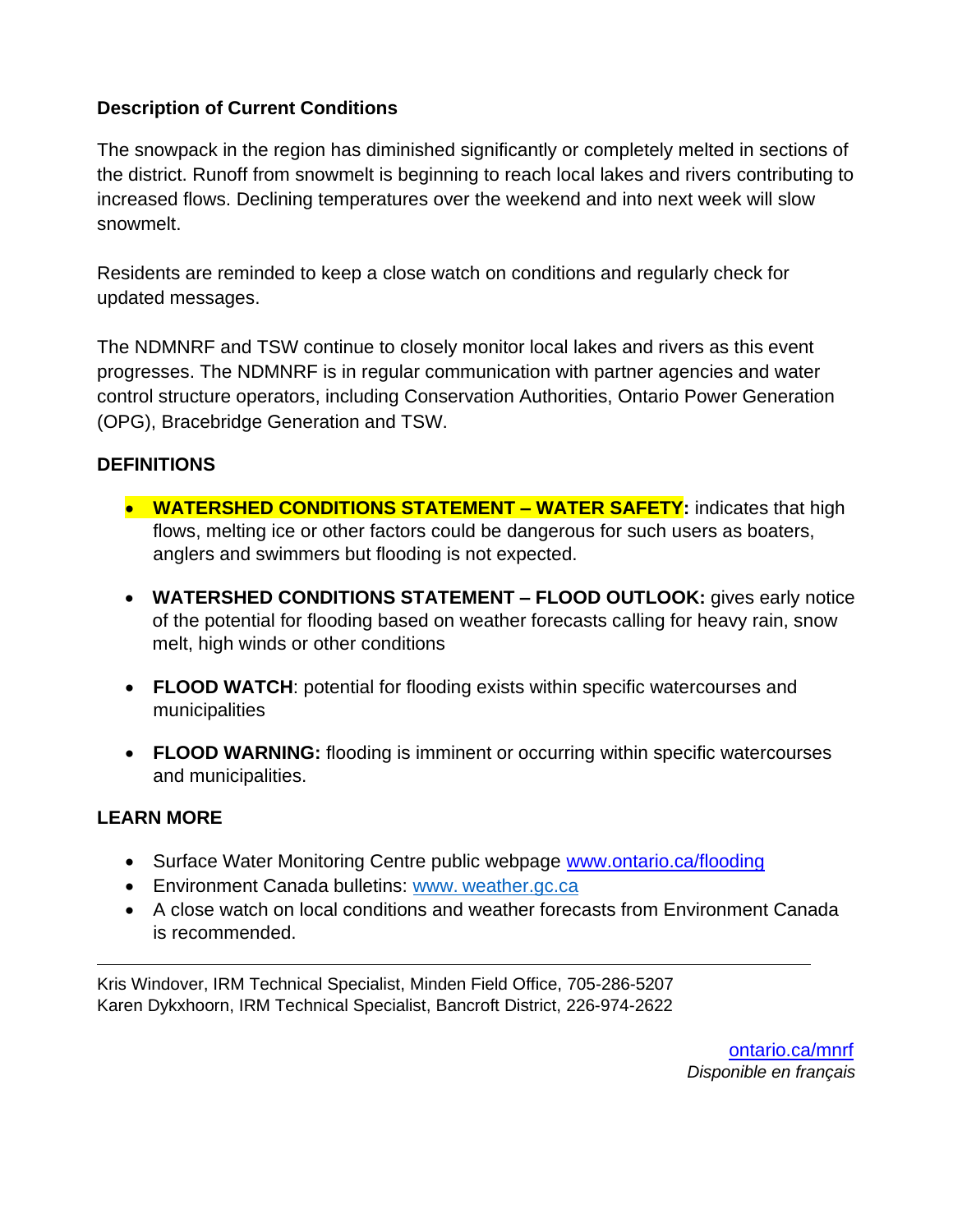**Description of Current Conditions**

The snowpack in the region has diminished significantly or completely melted in sections of the district. Runoff from snowmelt is beginning to reach local lakes and rivers contributing to increased flows. Declining temperatures over the weekend and into next week will slow snowmelt.

Residents are reminded to keep a close watch on conditions and regularly check for updated messages.

The NDMNRF and TSW continue to closely monitor local lakes and rivers as this event progresses. The NDMNRF is in regular communication with partner agencies and water control structure operators, including Conservation Authorities, Ontario Power Generation (OPG), Bracebridge Generation and TSW.

**DEFINITIONS**

- **WATERSHED CONDITIONS STATEMENT – WATER SAFETY:** indicates that high flows, melting ice or other factors could be dangerous for such users as boaters, anglers and swimmers but flooding is not expected.
- **WATERSHED CONDITIONS STATEMENT – FLOOD OUTLOOK:** gives early notice of the potential for flooding based on weather forecasts calling for heavy rain, snow melt, high winds or other conditions
- **FLOOD WATCH**: potential for flooding exists within specific watercourses and municipalities
- **FLOOD WARNING:** flooding is imminent or occurring within specific watercourses and municipalities.

**LEARN MORE**

- Surface Water Monitoring Centre public webpage www.ontario.ca/flooding
- Environment Canada bulletins: www. weather.gc.ca
- A close watch on local conditions and weather forecasts from Environment Canada is recommended.

---

Kris Windover, IRM Technical Specialist, Minden Field Office, 705-286-5207
Karen Dykxhoorn, IRM Technical Specialist, Bancroft District, 226-974-2622

ontario.ca/mnrf
*Disponible en français*